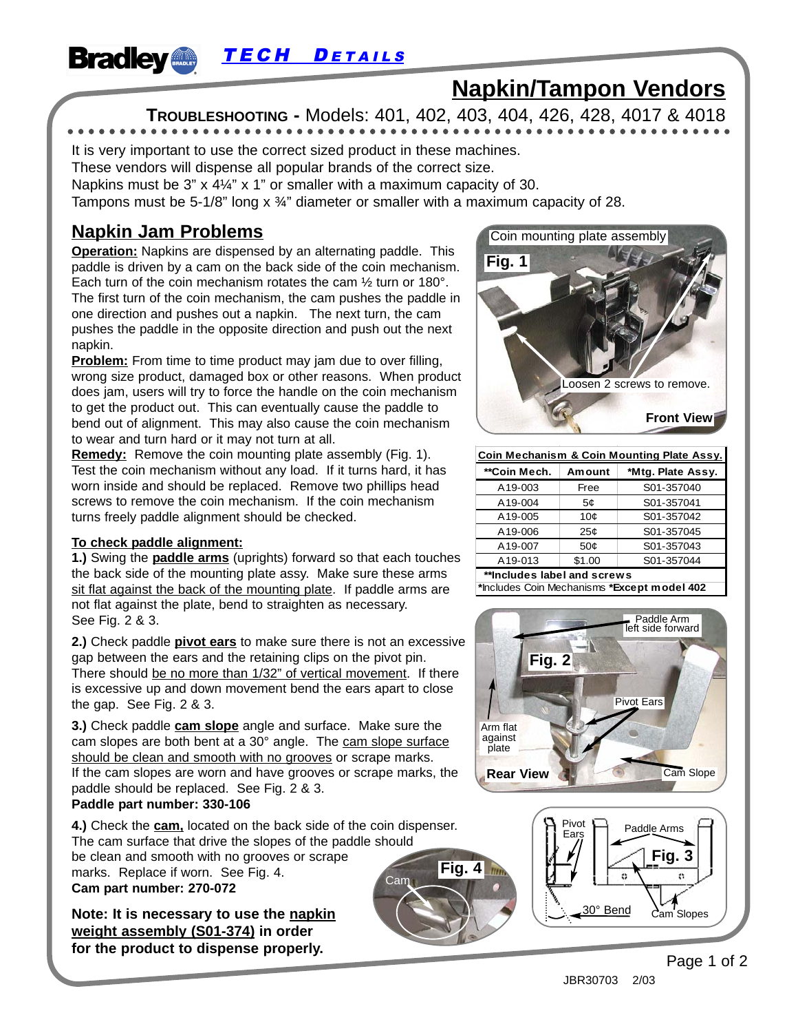Bradley **TECH DETAILS**

# Napkin/Tampon Vendors

**TROUBLESHOOTING -** Models: 401, 402, 403, 404, 426, 428, 4017 & 4018

It is very important to use the correct sized product in these machines.
These vendors will dispense all popular brands of the correct size.
Napkins must be 3" x 4¼" x 1" or smaller with a maximum capacity of 30.
Tampons must be 5-1/8" long x ¾" diameter or smaller with a maximum capacity of 28.

## Napkin Jam Problems

**Operation:** Napkins are dispensed by an alternating paddle. This paddle is driven by a cam on the back side of the coin mechanism. Each turn of the coin mechanism rotates the cam ½ turn or 180°. The first turn of the coin mechanism, the cam pushes the paddle in one direction and pushes out a napkin. The next turn, the cam pushes the paddle in the opposite direction and push out the next napkin.

**Problem:** From time to time product may jam due to over filling, wrong size product, damaged box or other reasons. When product does jam, users will try to force the handle on the coin mechanism to get the product out. This can eventually cause the paddle to bend out of alignment. This may also cause the coin mechanism to wear and turn hard or it may not turn at all.

**Remedy:** Remove the coin mounting plate assembly (Fig. 1). Test the coin mechanism without any load. If it turns hard, it has worn inside and should be replaced. Remove two phillips head screws to remove the coin mechanism. If the coin mechanism turns freely paddle alignment should be checked.

**To check paddle alignment:**

**1.)** Swing the **paddle arms** (uprights) forward so that each touches the back side of the mounting plate assy. Make sure these arms sit flat against the back of the mounting plate. If paddle arms are not flat against the plate, bend to straighten as necessary. See Fig. 2 & 3.

**2.)** Check paddle **pivot ears** to make sure there is not an excessive gap between the ears and the retaining clips on the pivot pin. There should be no more than 1/32" of vertical movement. If there is excessive up and down movement bend the ears apart to close the gap. See Fig. 2 & 3.

**3.)** Check paddle **cam slope** angle and surface. Make sure the cam slopes are both bent at a 30° angle. The cam slope surface should be clean and smooth with no grooves or scrape marks. If the cam slopes are worn and have grooves or scrape marks, the paddle should be replaced. See Fig. 2 & 3.
**Paddle part number: 330-106**

**4.)** Check the **cam,** located on the back side of the coin dispenser. The cam surface that drive the slopes of the paddle should be clean and smooth with no grooves or scrape marks. Replace if worn. See Fig. 4.
**Cam part number: 270-072**

**Note: It is necessary to use the napkin weight assembly (S01-374) in order for the product to dispense properly.**

Fig. 1 — Coin mounting plate assembly. Loosen 2 screws to remove. Front View

| Coin Mechanism & Coin Mounting Plate Assy. | | |
|---|---|---|
| **\*\*Coin Mech.** | **Amount** | **\*Mtg. Plate Assy.** |
| A19-003 | Free | S01-357040 |
| A19-004 | 5¢ | S01-357041 |
| A19-005 | 10¢ | S01-357042 |
| A19-006 | 25¢ | S01-357045 |
| A19-007 | 50¢ | S01-357043 |
| A19-013 | $1.00 | S01-357044 |

**\*\*Includes label and screws**
\*Includes Coin Mechanisms **\*Except model 402**

Fig. 2 — Paddle Arm left side forward; Pivot Ears; Arm flat against plate; Cam Slope. Rear View

Fig. 3 — Pivot Ears; Paddle Arms; 30° Bend; Cam Slopes

Fig. 4 — Cam

JBR30703 2/03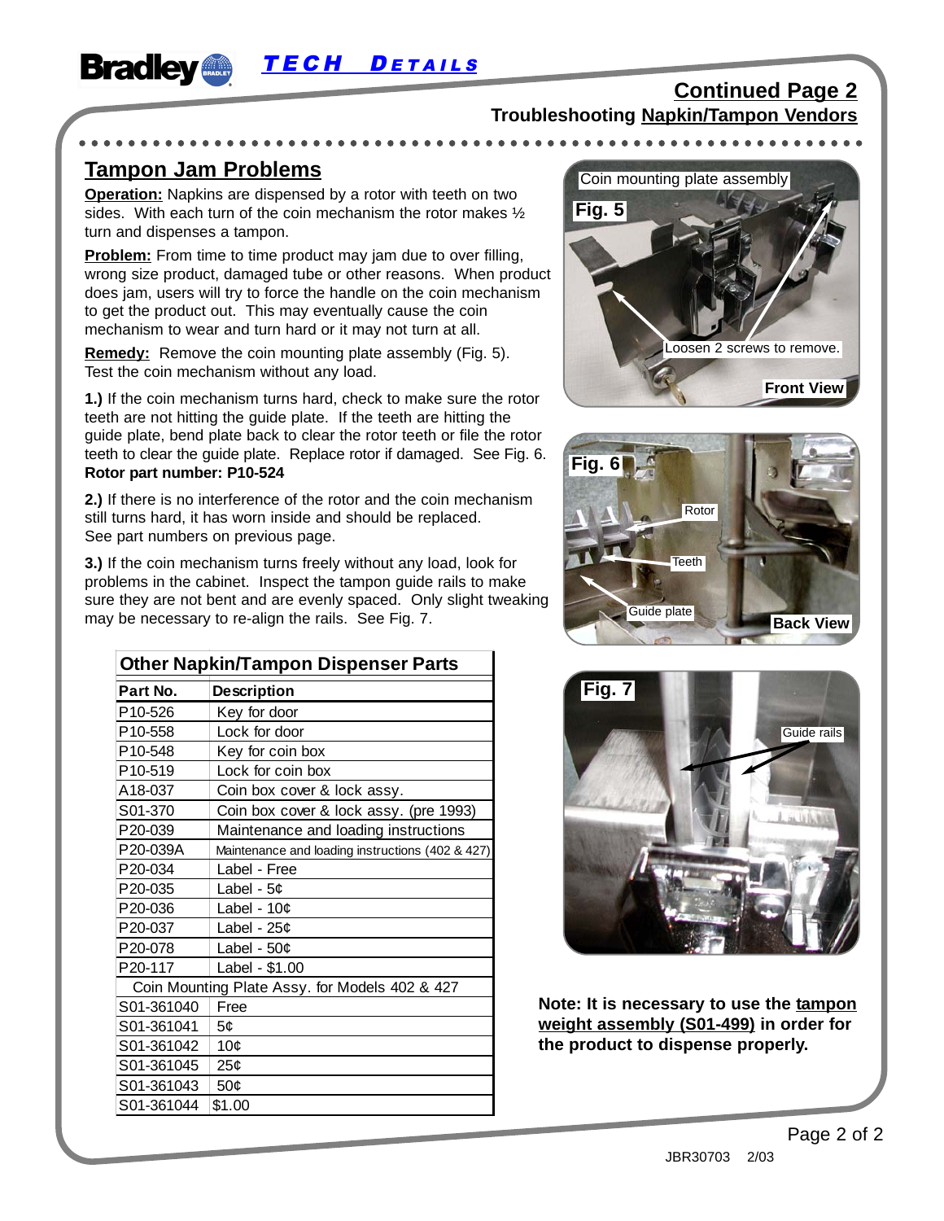**Continued Page 2**

**Troubleshooting Napkin/Tampon Vendors**

## Tampon Jam Problems

**Operation:** Napkins are dispensed by a rotor with teeth on two sides. With each turn of the coin mechanism the rotor makes ½ turn and dispenses a tampon.

**Problem:** From time to time product may jam due to over filling, wrong size product, damaged tube or other reasons. When product does jam, users will try to force the handle on the coin mechanism to get the product out. This may eventually cause the coin mechanism to wear and turn hard or it may not turn at all.

**Remedy:** Remove the coin mounting plate assembly (Fig. 5). Test the coin mechanism without any load.

**1.)** If the coin mechanism turns hard, check to make sure the rotor teeth are not hitting the guide plate. If the teeth are hitting the guide plate, bend plate back to clear the rotor teeth or file the rotor teeth to clear the guide plate. Replace rotor if damaged. See Fig. 6. **Rotor part number: P10-524**

**2.)** If there is no interference of the rotor and the coin mechanism still turns hard, it has worn inside and should be replaced. See part numbers on previous page.

**3.)** If the coin mechanism turns freely without any load, look for problems in the cabinet. Inspect the tampon guide rails to make sure they are not bent and are evenly spaced. Only slight tweaking may be necessary to re-align the rails. See Fig. 7.

### Other Napkin/Tampon Dispenser Parts

| Part No. | Description |
|---|---|
| P10-526 | Key for door |
| P10-558 | Lock for door |
| P10-548 | Key for coin box |
| P10-519 | Lock for coin box |
| A18-037 | Coin box cover & lock assy. |
| S01-370 | Coin box cover & lock assy. (pre 1993) |
| P20-039 | Maintenance and loading instructions |
| P20-039A | Maintenance and loading instructions (402 & 427) |
| P20-034 | Label - Free |
| P20-035 | Label - 5¢ |
| P20-036 | Label - 10¢ |
| P20-037 | Label - 25¢ |
| P20-078 | Label - 50¢ |
| P20-117 | Label - $1.00 |
| Coin Mounting Plate Assy. for Models 402 & 427 | |
| S01-361040 | Free |
| S01-361041 | 5¢ |
| S01-361042 | 10¢ |
| S01-361045 | 25¢ |
| S01-361043 | 50¢ |
| S01-361044 | $1.00 |

Fig. 5 — Coin mounting plate assembly. Loosen 2 screws to remove. Front View

Fig. 6 — Rotor, Teeth, Guide plate. Back View

Fig. 7 — Guide rails

**Note: It is necessary to use the tampon weight assembly (S01-499) in order for the product to dispense properly.**

JBR30703 2/03